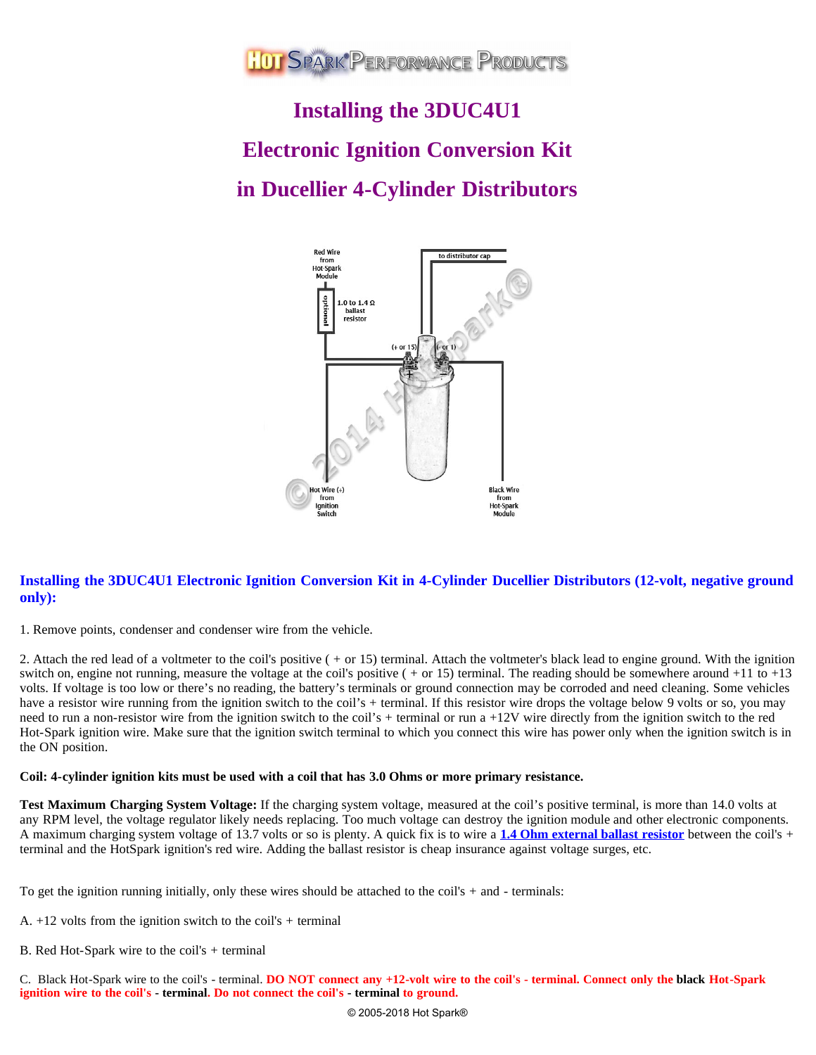# Installing the 3DUC4U1

# Electronic Ignition Conversion Kit

# in Ducellier 4-Cylinder Distributors

Red Wire from Hot-Spark Module

optional

1.0 to 1.4 Ω ballast resistor

to distributor cap

(+ or 15)

(- or 1)

Hot Wire (+) from Ignition Switch

Black Wire from Hot-Spark Module

© 2014 Hot-Spark®

### Installing the 3DUC4U1 Electronic Ignition Conversion Kit in 4-Cylinder Ducellier Distributors (12-volt, negative ground only):

1. Remove points, condenser and condenser wire from the vehicle.

2. Attach the red lead of a voltmeter to the coil's positive ( + or 15) terminal. Attach the voltmeter's black lead to engine ground. With the ignition switch on, engine not running, measure the voltage at the coil's positive ( + or 15) terminal. The reading should be somewhere around +11 to +13 volts. If voltage is too low or there's no reading, the battery's terminals or ground connection may be corroded and need cleaning. Some vehicles have a resistor wire running from the ignition switch to the coil's + terminal. If this resistor wire drops the voltage below 9 volts or so, you may need to run a non-resistor wire from the ignition switch to the coil's + terminal or run a +12V wire directly from the ignition switch to the red Hot-Spark ignition wire. Make sure that the ignition switch terminal to which you connect this wire has power only when the ignition switch is in the ON position.

**Coil: 4-cylinder ignition kits must be used with a coil that has 3.0 Ohms or more primary resistance.**

**Test Maximum Charging System Voltage:** If the charging system voltage, measured at the coil's positive terminal, is more than 14.0 volts at any RPM level, the voltage regulator likely needs replacing. Too much voltage can destroy the ignition module and other electronic components. A maximum charging system voltage of 13.7 volts or so is plenty. A quick fix is to wire a **1.4 Ohm external ballast resistor** between the coil's + terminal and the HotSpark ignition's red wire. Adding the ballast resistor is cheap insurance against voltage surges, etc.

To get the ignition running initially, only these wires should be attached to the coil's + and - terminals:

A. +12 volts from the ignition switch to the coil's + terminal

B. Red Hot-Spark wire to the coil's + terminal

C. Black Hot-Spark wire to the coil's - terminal. **DO NOT connect any +12-volt wire to the coil's - terminal. Connect only the black Hot-Spark ignition wire to the coil's - terminal. Do not connect the coil's - terminal to ground.**

© 2005-2018 Hot Spark®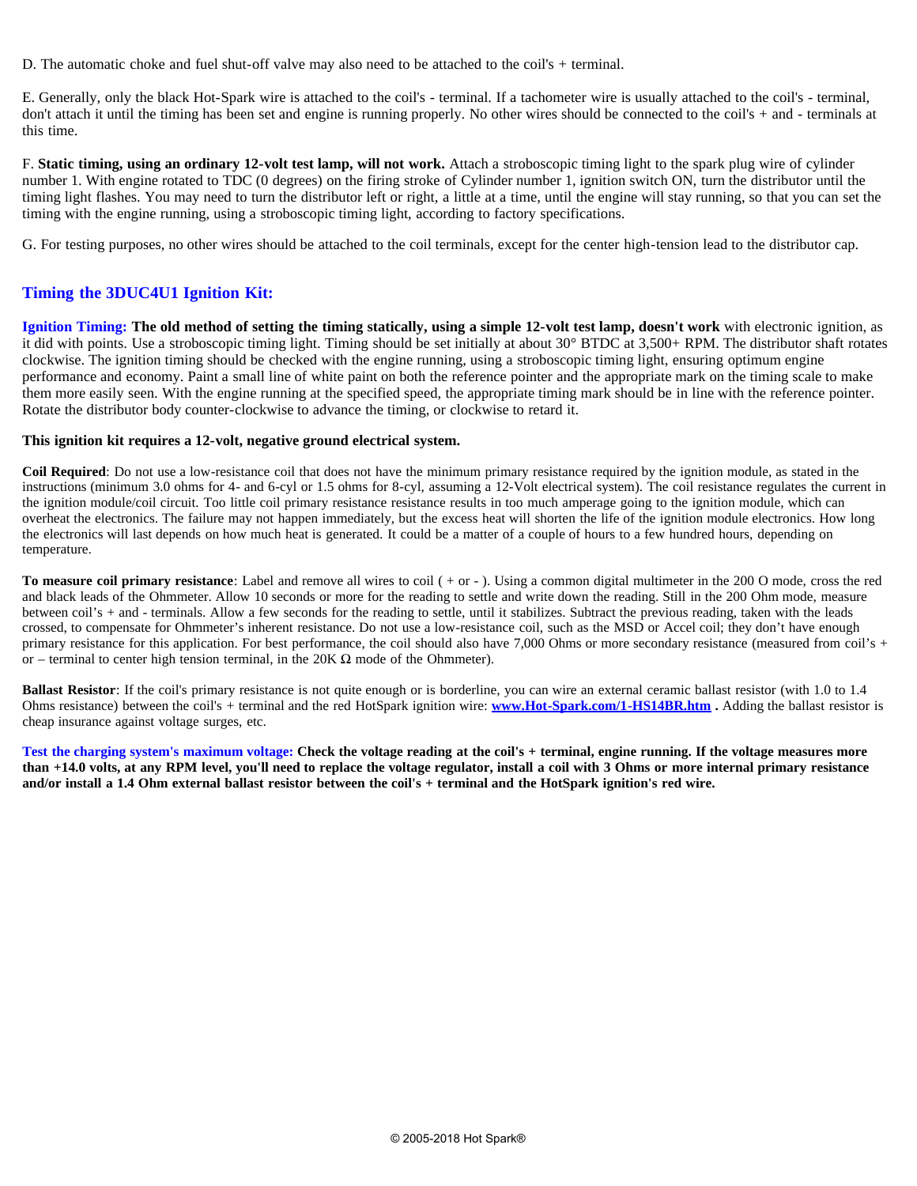D. The automatic choke and fuel shut-off valve may also need to be attached to the coil's + terminal.

E. Generally, only the black Hot-Spark wire is attached to the coil's - terminal. If a tachometer wire is usually attached to the coil's - terminal, don't attach it until the timing has been set and engine is running properly. No other wires should be connected to the coil's + and - terminals at this time.

F. **Static timing, using an ordinary 12-volt test lamp, will not work.** Attach a stroboscopic timing light to the spark plug wire of cylinder number 1. With engine rotated to TDC (0 degrees) on the firing stroke of Cylinder number 1, ignition switch ON, turn the distributor until the timing light flashes. You may need to turn the distributor left or right, a little at a time, until the engine will stay running, so that you can set the timing with the engine running, using a stroboscopic timing light, according to factory specifications.

G. For testing purposes, no other wires should be attached to the coil terminals, except for the center high-tension lead to the distributor cap.

## Timing the 3DUC4U1 Ignition Kit:

**Ignition Timing:** **The old method of setting the timing statically, using a simple 12-volt test lamp, doesn't work** with electronic ignition, as it did with points. Use a stroboscopic timing light. Timing should be set initially at about 30° BTDC at 3,500+ RPM. The distributor shaft rotates clockwise. The ignition timing should be checked with the engine running, using a stroboscopic timing light, ensuring optimum engine performance and economy. Paint a small line of white paint on both the reference pointer and the appropriate mark on the timing scale to make them more easily seen. With the engine running at the specified speed, the appropriate timing mark should be in line with the reference pointer. Rotate the distributor body counter-clockwise to advance the timing, or clockwise to retard it.

**This ignition kit requires a 12-volt, negative ground electrical system.**

**Coil Required**: Do not use a low-resistance coil that does not have the minimum primary resistance required by the ignition module, as stated in the instructions (minimum 3.0 ohms for 4- and 6-cyl or 1.5 ohms for 8-cyl, assuming a 12-Volt electrical system). The coil resistance regulates the current in the ignition module/coil circuit. Too little coil primary resistance resistance results in too much amperage going to the ignition module, which can overheat the electronics. The failure may not happen immediately, but the excess heat will shorten the life of the ignition module electronics. How long the electronics will last depends on how much heat is generated. It could be a matter of a couple of hours to a few hundred hours, depending on temperature.

**To measure coil primary resistance**: Label and remove all wires to coil ( + or - ). Using a common digital multimeter in the 200 O mode, cross the red and black leads of the Ohmmeter. Allow 10 seconds or more for the reading to settle and write down the reading. Still in the 200 Ohm mode, measure between coil's + and - terminals. Allow a few seconds for the reading to settle, until it stabilizes. Subtract the previous reading, taken with the leads crossed, to compensate for Ohmmeter's inherent resistance. Do not use a low-resistance coil, such as the MSD or Accel coil; they don't have enough primary resistance for this application. For best performance, the coil should also have 7,000 Ohms or more secondary resistance (measured from coil's + or – terminal to center high tension terminal, in the 20K Ω mode of the Ohmmeter).

**Ballast Resistor**: If the coil's primary resistance is not quite enough or is borderline, you can wire an external ceramic ballast resistor (with 1.0 to 1.4 Ohms resistance) between the coil's + terminal and the red HotSpark ignition wire: **www.Hot-Spark.com/1-HS14BR.htm** . Adding the ballast resistor is cheap insurance against voltage surges, etc.

**Test the charging system's maximum voltage:** **Check the voltage reading at the coil's + terminal, engine running. If the voltage measures more than +14.0 volts, at any RPM level, you'll need to replace the voltage regulator, install a coil with 3 Ohms or more internal primary resistance and/or install a 1.4 Ohm external ballast resistor between the coil's + terminal and the HotSpark ignition's red wire.**

© 2005-2018 Hot Spark®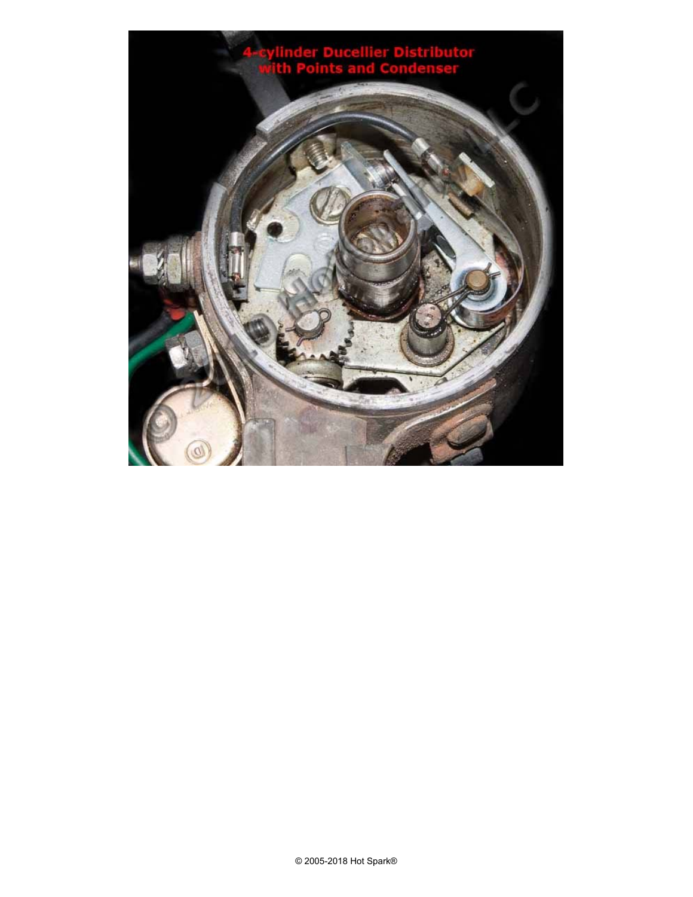4-cylinder Ducellier Distributor with Points and Condenser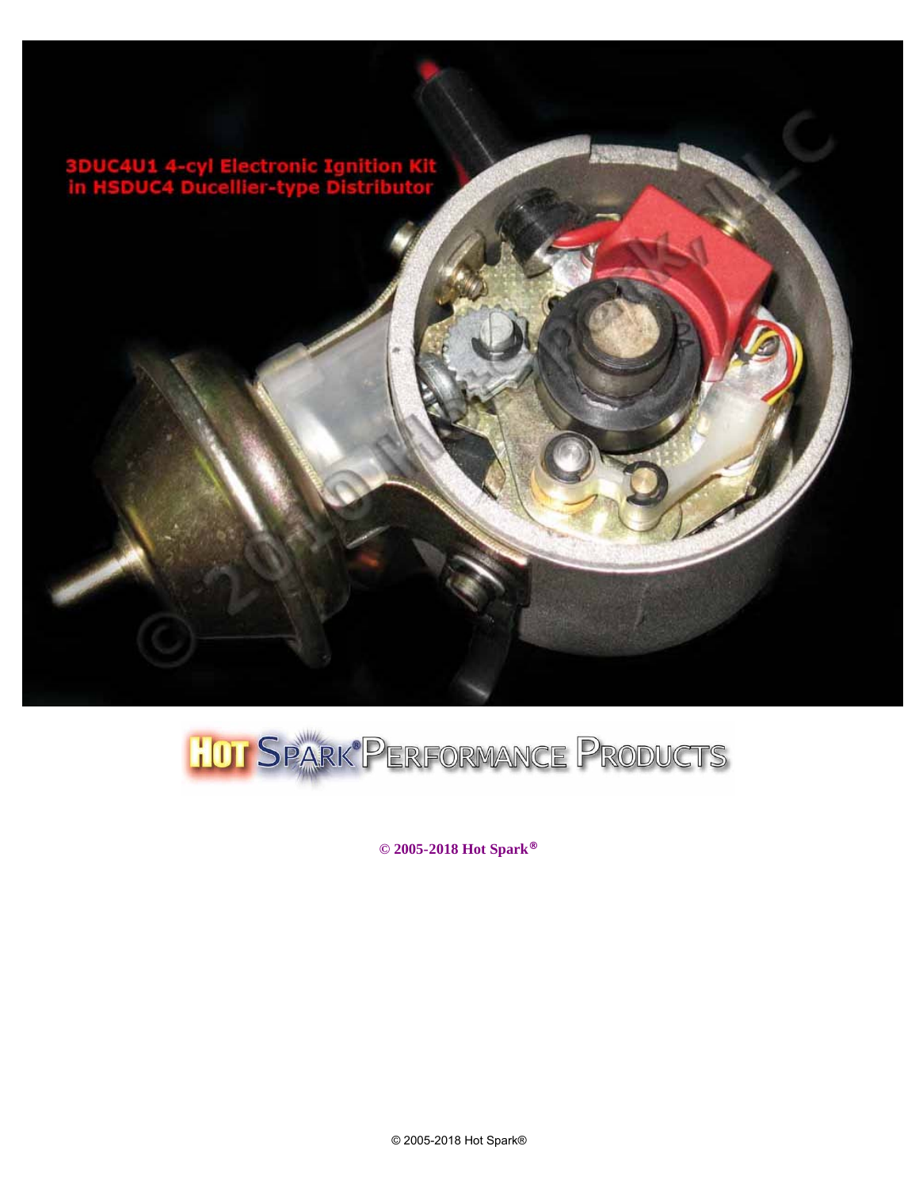3DUC4U1 4-cyl Electronic Ignition Kit in HSDUC4 Ducellier-type Distributor

HOT SPARK® PERFORMANCE PRODUCTS

**© 2005-2018 Hot Spark®**

© 2005-2018 Hot Spark®